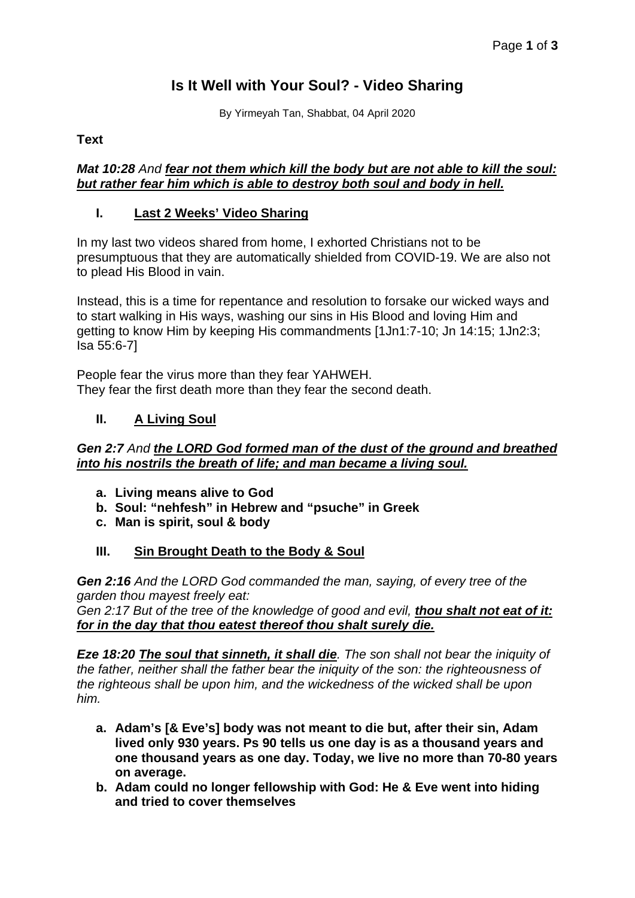# Is It Well with Your Soul? - Video Sharing

By Yirmeyah Tan, Shabbat, 04 April 2020

**Text**

***Mat 10:28*** *And* ***<u>fear not them which kill the body but are not able to kill the soul: but rather fear him which is able to destroy both soul and body in hell.</u>***

## I. <u>Last 2 Weeks' Video Sharing</u>

In my last two videos shared from home, I exhorted Christians not to be presumptuous that they are automatically shielded from COVID-19. We are also not to plead His Blood in vain.

Instead, this is a time for repentance and resolution to forsake our wicked ways and to start walking in His ways, washing our sins in His Blood and loving Him and getting to know Him by keeping His commandments [1Jn1:7-10; Jn 14:15; 1Jn2:3; Isa 55:6-7]

People fear the virus more than they fear YAHWEH.
They fear the first death more than they fear the second death.

## II. <u>A Living Soul</u>

***Gen 2:7*** *And* ***<u>the LORD God formed man of the dust of the ground and breathed into his nostrils the breath of life; and man became a living soul.</u>***

- **a. Living means alive to God**
- **b. Soul: "nehfesh" in Hebrew and "psuche" in Greek**
- **c. Man is spirit, soul & body**

## III. <u>Sin Brought Death to the Body & Soul</u>

***Gen 2:16*** *And the LORD God commanded the man, saying, of every tree of the garden thou mayest freely eat:*
*Gen 2:17 But of the tree of the knowledge of good and evil,* ***<u>thou shalt not eat of it: for in the day that thou eatest thereof thou shalt surely die.</u>***

***Eze 18:20*** ***<u>The soul that sinneth, it shall die</u>****. The son shall not bear the iniquity of the father, neither shall the father bear the iniquity of the son: the righteousness of the righteous shall be upon him, and the wickedness of the wicked shall be upon him.*

- **a. Adam's [& Eve's] body was not meant to die but, after their sin, Adam lived only 930 years. Ps 90 tells us one day is as a thousand years and one thousand years as one day. Today, we live no more than 70-80 years on average.**
- **b. Adam could no longer fellowship with God: He & Eve went into hiding and tried to cover themselves**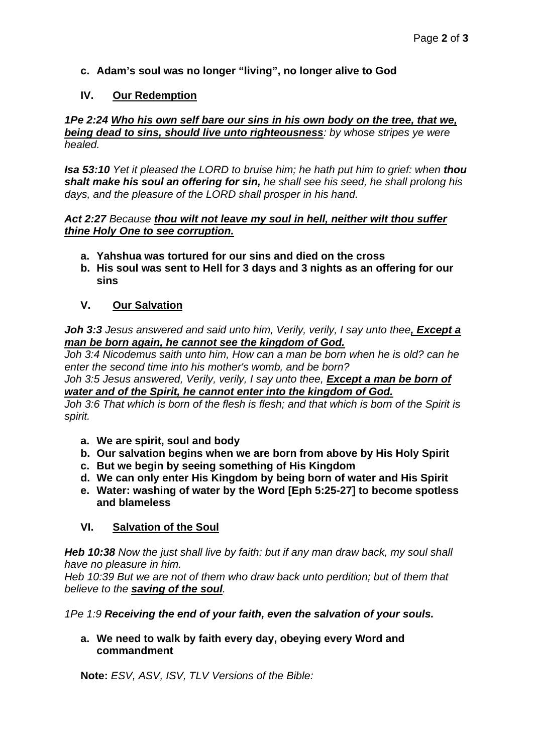c. **Adam's soul was no longer "living", no longer alive to God**

## IV. Our Redemption

***1Pe 2:24*** ***Who his own self bare our sins in his own body on the tree, that we, being dead to sins, should live unto righteousness****: by whose stripes ye were healed.*

***Isa 53:10*** *Yet it pleased the LORD to bruise him; he hath put him to grief: when* ***thou shalt make his soul an offering for sin,*** *he shall see his seed, he shall prolong his days, and the pleasure of the LORD shall prosper in his hand.*

***Act 2:27*** *Because* ***thou wilt not leave my soul in hell, neither wilt thou suffer thine Holy One to see corruption.***

a. **Yahshua was tortured for our sins and died on the cross**
b. **His soul was sent to Hell for 3 days and 3 nights as an offering for our sins**

## V. Our Salvation

***Joh 3:3*** *Jesus answered and said unto him, Verily, verily, I say unto thee****, Except a man be born again, he cannot see the kingdom of God.***
*Joh 3:4 Nicodemus saith unto him, How can a man be born when he is old? can he enter the second time into his mother's womb, and be born?*
*Joh 3:5 Jesus answered, Verily, verily, I say unto thee,* ***Except a man be born of water and of the Spirit, he cannot enter into the kingdom of God.***
*Joh 3:6 That which is born of the flesh is flesh; and that which is born of the Spirit is spirit.*

a. **We are spirit, soul and body**
b. **Our salvation begins when we are born from above by His Holy Spirit**
c. **But we begin by seeing something of His Kingdom**
d. **We can only enter His Kingdom by being born of water and His Spirit**
e. **Water: washing of water by the Word [Eph 5:25-27] to become spotless and blameless**

## VI. Salvation of the Soul

***Heb 10:38*** *Now the just shall live by faith: but if any man draw back, my soul shall have no pleasure in him.*
*Heb 10:39 But we are not of them who draw back unto perdition; but of them that believe to the* ***saving of the soul****.*

*1Pe 1:9* ***Receiving the end of your faith, even the salvation of your souls.***

a. **We need to walk by faith every day, obeying every Word and commandment**

**Note:** *ESV, ASV, ISV, TLV Versions of the Bible:*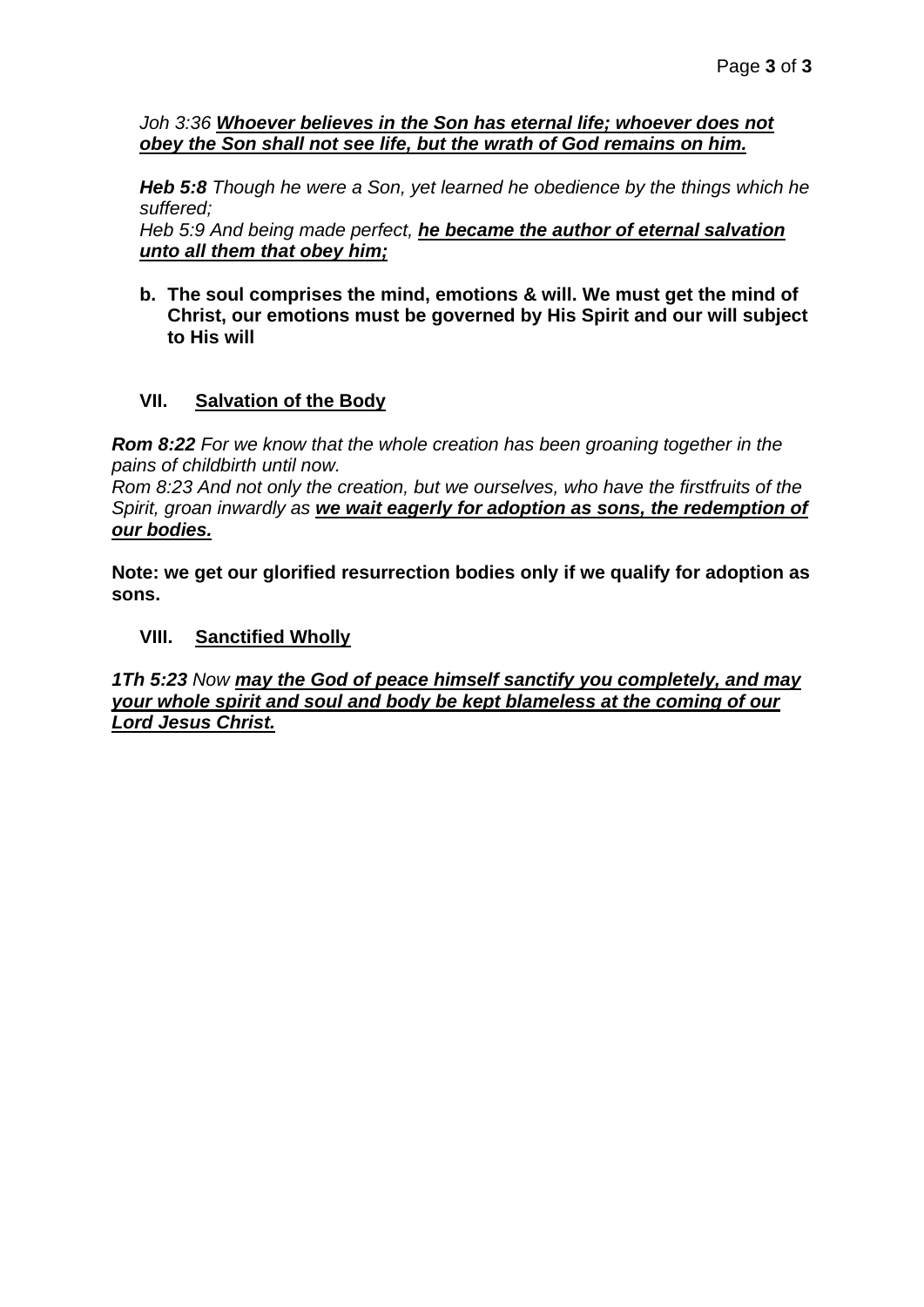*Joh 3:36* ***<u>Whoever believes in the Son has eternal life; whoever does not obey the Son shall not see life, but the wrath of God remains on him.</u>***

***Heb 5:8*** *Though he were a Son, yet learned he obedience by the things which he suffered;*
*Heb 5:9 And being made perfect,* ***<u>he became the author of eternal salvation unto all them that obey him;</u>***

**b. The soul comprises the mind, emotions & will. We must get the mind of Christ, our emotions must be governed by His Spirit and our will subject to His will**

## VII. <u>Salvation of the Body</u>

***Rom 8:22*** *For we know that the whole creation has been groaning together in the pains of childbirth until now.*
*Rom 8:23 And not only the creation, but we ourselves, who have the firstfruits of the Spirit, groan inwardly as* ***<u>we wait eagerly for adoption as sons, the redemption of our bodies.</u>***

**Note: we get our glorified resurrection bodies only if we qualify for adoption as sons.**

## VIII. <u>Sanctified Wholly</u>

***1Th 5:23*** *Now* ***<u>may the God of peace himself sanctify you completely, and may your whole spirit and soul and body be kept blameless at the coming of our Lord Jesus Christ.</u>***